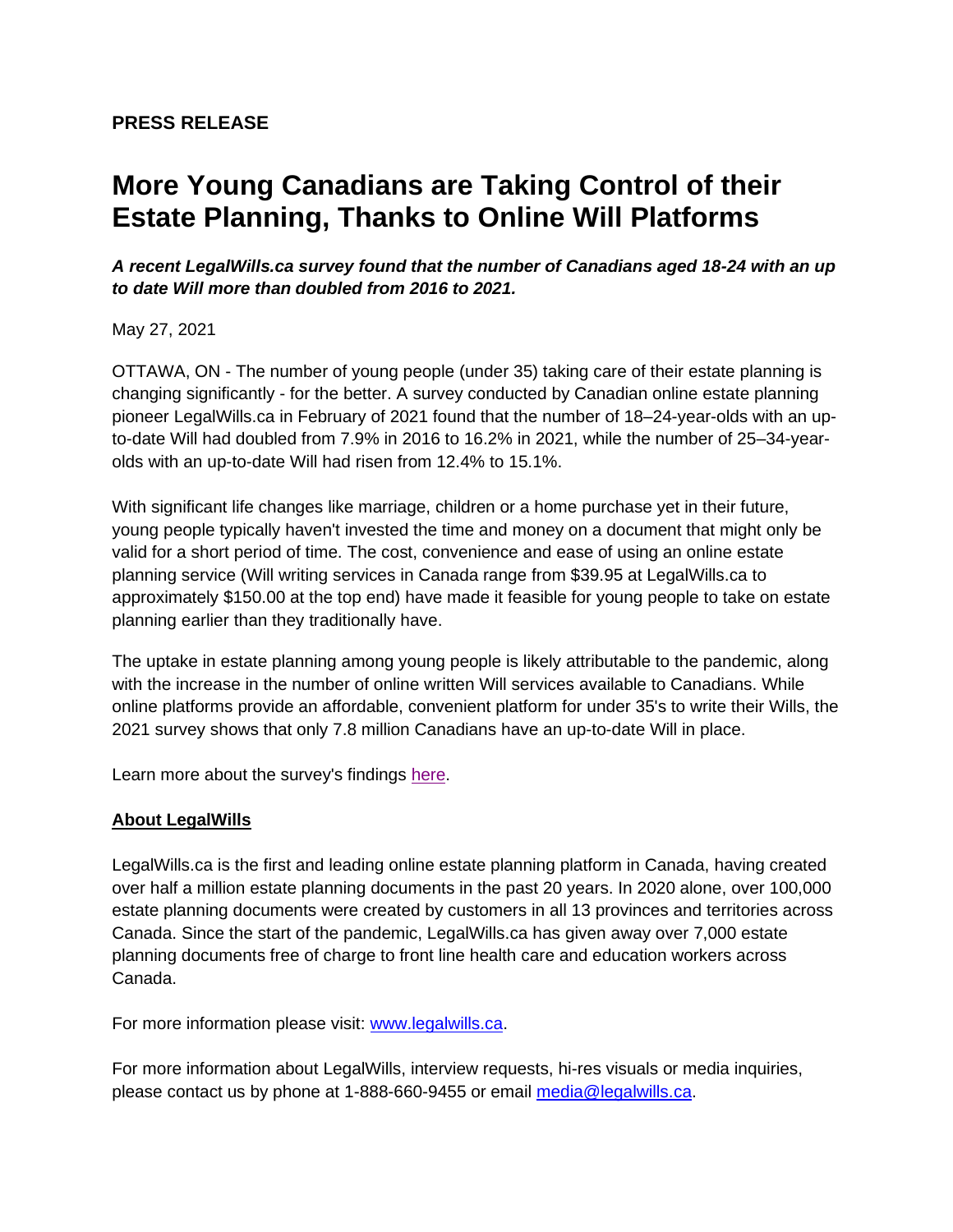**PRESS RELEASE**

# More Young Canadians are Taking Control of their Estate Planning, Thanks to Online Will Platforms

***A recent LegalWills.ca survey found that the number of Canadians aged 18-24 with an up to date Will more than doubled from 2016 to 2021.***

May 27, 2021

OTTAWA, ON - The number of young people (under 35) taking care of their estate planning is changing significantly - for the better. A survey conducted by Canadian online estate planning pioneer LegalWills.ca in February of 2021 found that the number of 18–24-year-olds with an up-to-date Will had doubled from 7.9% in 2016 to 16.2% in 2021, while the number of 25–34-year-olds with an up-to-date Will had risen from 12.4% to 15.1%.

With significant life changes like marriage, children or a home purchase yet in their future, young people typically haven't invested the time and money on a document that might only be valid for a short period of time. The cost, convenience and ease of using an online estate planning service (Will writing services in Canada range from $39.95 at LegalWills.ca to approximately $150.00 at the top end) have made it feasible for young people to take on estate planning earlier than they traditionally have.

The uptake in estate planning among young people is likely attributable to the pandemic, along with the increase in the number of online written Will services available to Canadians. While online platforms provide an affordable, convenient platform for under 35's to write their Wills, the 2021 survey shows that only 7.8 million Canadians have an up-to-date Will in place.

Learn more about the survey's findings [here](here).

**About LegalWills**

LegalWills.ca is the first and leading online estate planning platform in Canada, having created over half a million estate planning documents in the past 20 years. In 2020 alone, over 100,000 estate planning documents were created by customers in all 13 provinces and territories across Canada. Since the start of the pandemic, LegalWills.ca has given away over 7,000 estate planning documents free of charge to front line health care and education workers across Canada.

For more information please visit: [www.legalwills.ca](http://www.legalwills.ca).

For more information about LegalWills, interview requests, hi-res visuals or media inquiries, please contact us by phone at 1-888-660-9455 or email [media@legalwills.ca](mailto:media@legalwills.ca).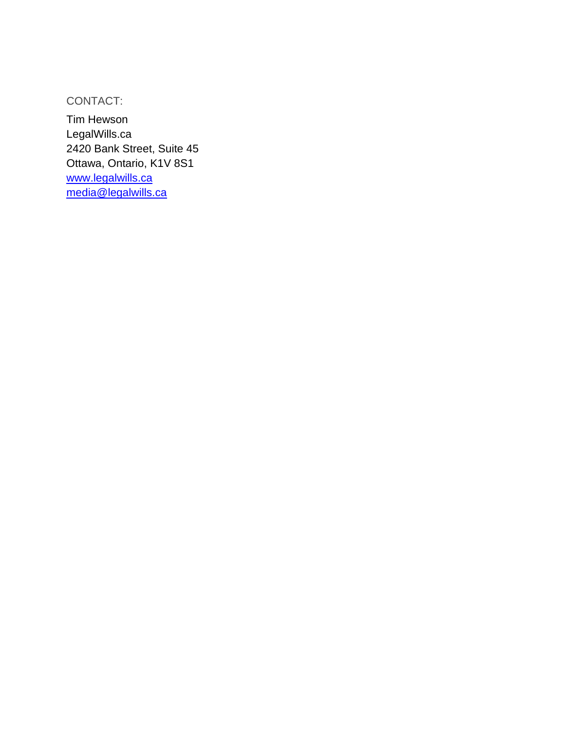CONTACT:

Tim Hewson  
LegalWills.ca  
2420 Bank Street, Suite 45  
Ottawa, Ontario, K1V 8S1  
[www.legalwills.ca](http://www.legalwills.ca)  
[media@legalwills.ca](mailto:media@legalwills.ca)